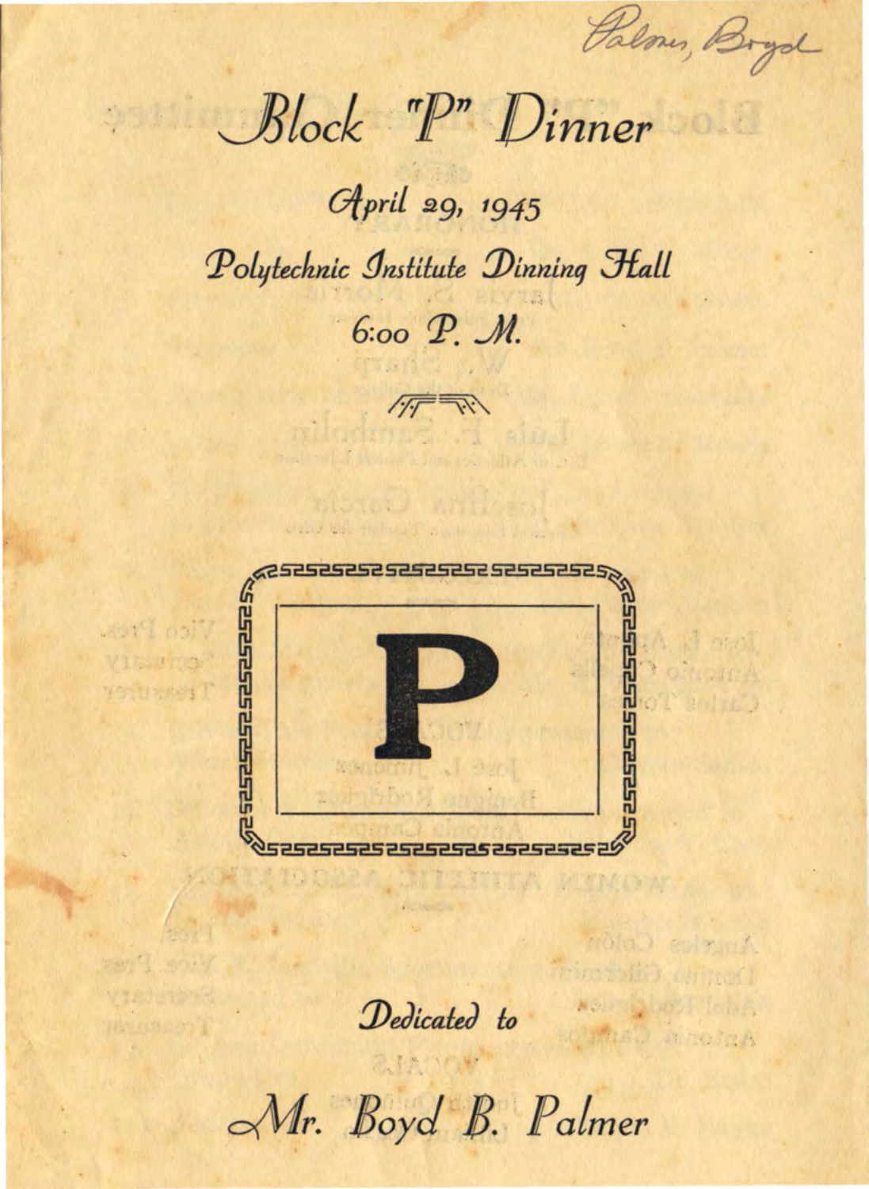Palmer, Boyd

# Block "P" Dinner

## April 29, 1945

## Polytechnic Institute Dinning Hall

## 6:00 P. M.

**P**

Dedicated to

## Mr. Boyd B. Palmer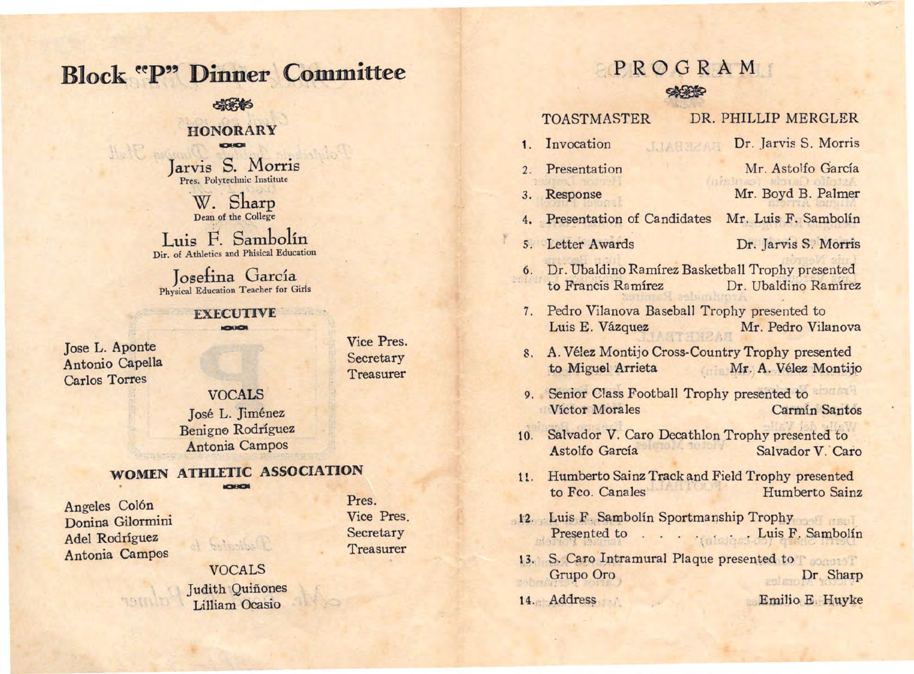# Block "P" Dinner Committee

## HONORARY

Jarvis S. Morris
Pres. Polytechnic Institute

W. Sharp
Dean of the College

Luis F. Sambolín
Dir. of Athletics and Phisical Education

Josefina García
Physical Education Teacher for Girls

## EXECUTIVE

| | |
|---|---|
| Jose L. Aponte | Vice Pres. |
| Antonio Capella | Secretary |
| Carlos Torres | Treasurer |

### VOCALS

José L. Jiménez
Benigno Rodríguez
Antonia Campos

## WOMEN ATHLETIC ASSOCIATION

| | |
|---|---|
| Angeles Colón | Pres. |
| Donina Gilormini | Vice Pres. |
| Adel Rodríguez | Secretary |
| Antonia Campos | Treasurer |

### VOCALS

Judith Quiñones
Lilliam Ocasio

# PROGRAM

TOASTMASTER — DR. PHILLIP MERGLER

1. Invocation — Dr. Jarvis S. Morris
2. Presentation — Mr. Astolfo García
3. Response — Mr. Boyd B. Palmer
4. Presentation of Candidates — Mr. Luis F. Sambolín
5. Letter Awards — Dr. Jarvis S. Morris
6. Dr. Ubaldino Ramírez Basketball Trophy presented to Francis Ramírez — Dr. Ubaldino Ramírez
7. Pedro Vilanova Baseball Trophy presented to Luis E. Vázquez — Mr. Pedro Vilanova
8. A. Vélez Montijo Cross-Country Trophy presented to Miguel Arrieta — Mr. A. Vélez Montijo
9. Senior Class Football Trophy presented to Víctor Morales — Carmín Santos
10. Salvador V. Caro Decathlon Trophy presented to Astolfo García — Salvador V. Caro
11. Humberto Sainz Track and Field Trophy presented to Fco. Canales — Humberto Sainz
12. Luis F. Sambolín Sportmanship Trophy Presented to . . . . . . Luis F. Sambolín
13. S. Caro Intramural Plaque presented to Grupo Oro — Dr. Sharp
14. Address — Emilio E. Huyke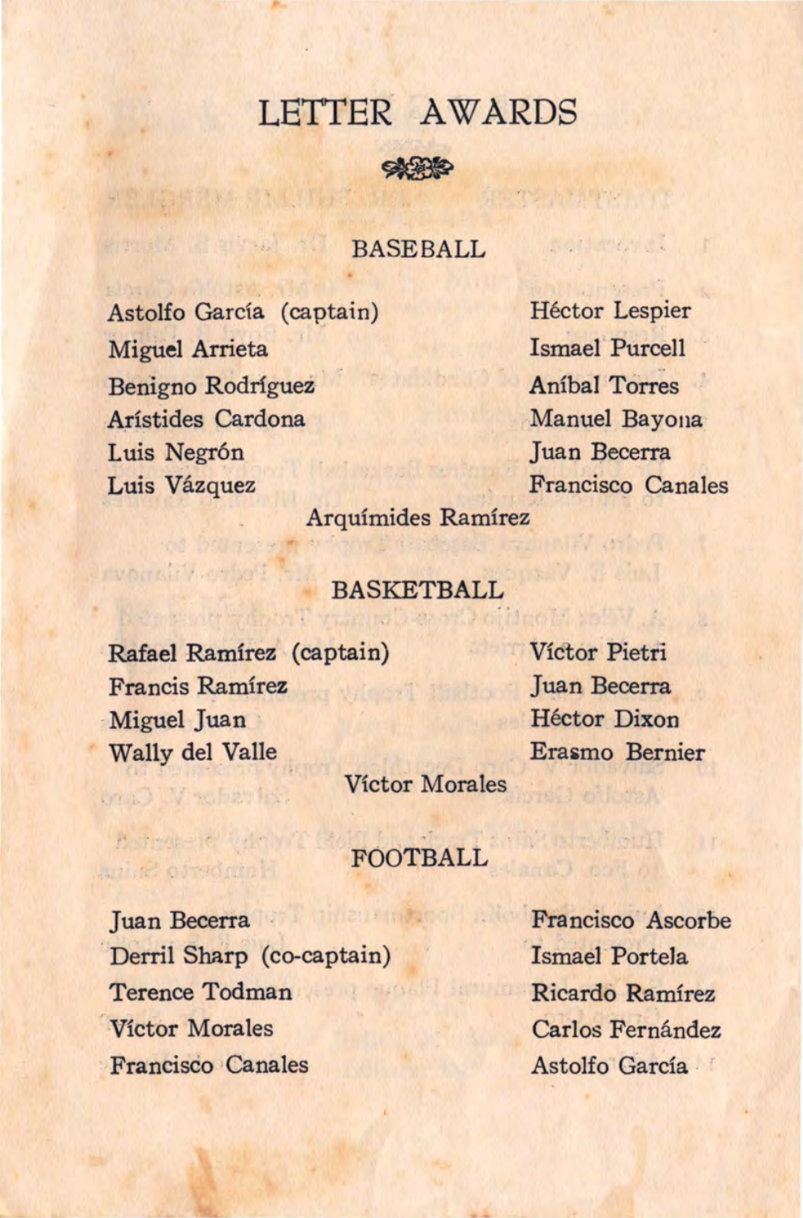# LETTER AWARDS

## BASEBALL

Astolfo García (captain)
Miguel Arrieta
Benigno Rodríguez
Arístides Cardona
Luis Negrón
Luis Vázquez
Héctor Lespier
Ismael Purcell
Aníbal Torres
Manuel Bayona
Juan Becerra
Francisco Canales
Arquímides Ramírez

## BASKETBALL

Rafael Ramírez (captain)
Francis Ramírez
Miguel Juan
Wally del Valle
Víctor Pietri
Juan Becerra
Héctor Dixon
Erasmo Bernier
Víctor Morales

## FOOTBALL

Juan Becerra
Derril Sharp (co-captain)
Terence Todman
Víctor Morales
Francisco Canales
Francisco Ascorbe
Ismael Portela
Ricardo Ramírez
Carlos Fernández
Astolfo García